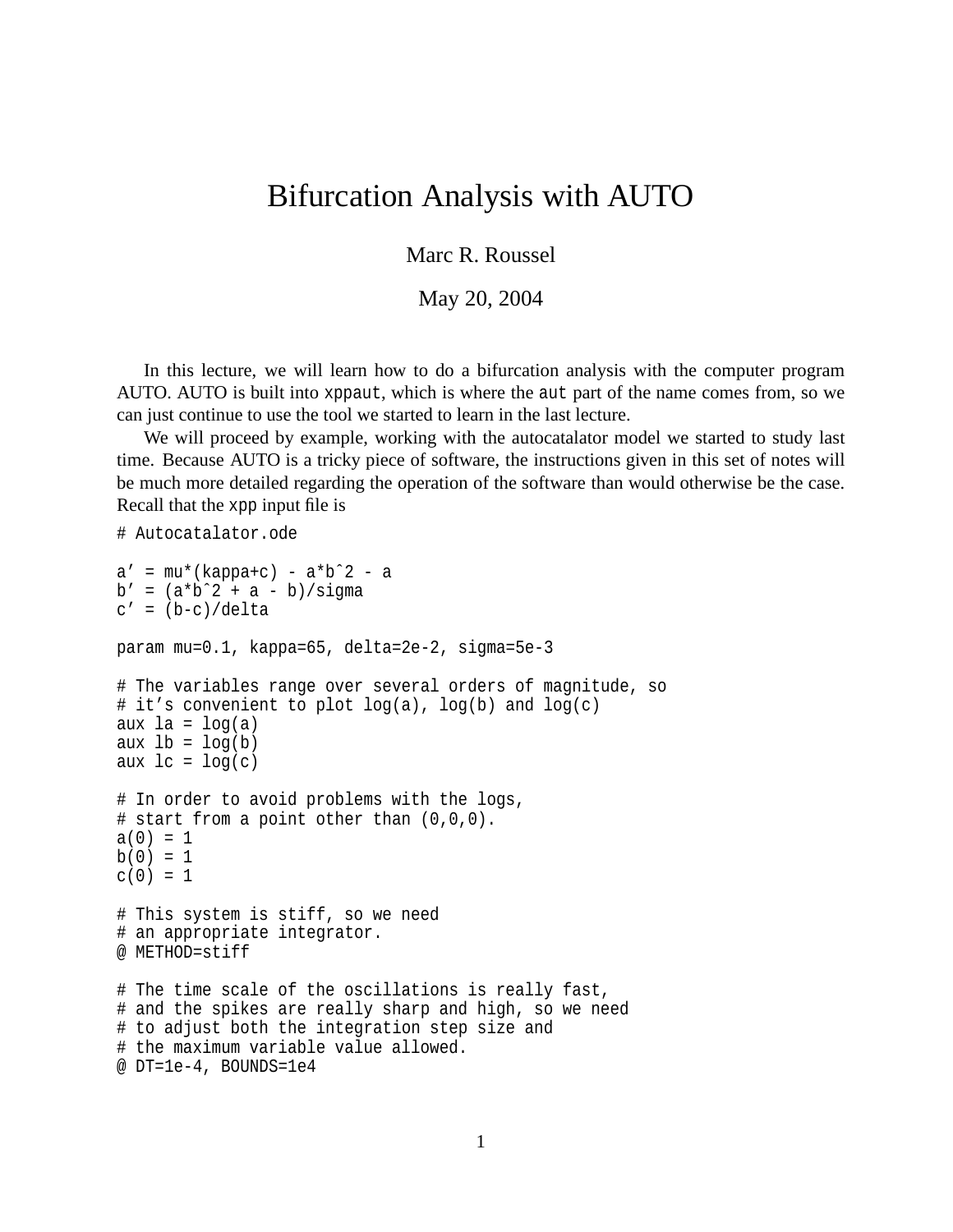# Bifurcation Analysis with AUTO

Marc R. Roussel

May 20, 2004

In this lecture, we will learn how to do a bifurcation analysis with the computer program AUTO. AUTO is built into `xppaut`, which is where the `aut` part of the name comes from, so we can just continue to use the tool we started to learn in the last lecture.

We will proceed by example, working with the autocatalator model we started to study last time. Because AUTO is a tricky piece of software, the instructions given in this set of notes will be much more detailed regarding the operation of the software than would otherwise be the case. Recall that the `xpp` input file is

```
# Autocatalator.ode

a' = mu*(kappa+c) - a*b^2 - a
b' = (a*b^2 + a - b)/sigma
c' = (b-c)/delta

param mu=0.1, kappa=65, delta=2e-2, sigma=5e-3

# The variables range over several orders of magnitude, so
# it's convenient to plot log(a), log(b) and log(c)
aux la = log(a)
aux lb = log(b)
aux lc = log(c)

# In order to avoid problems with the logs,
# start from a point other than (0,0,0).
a(0) = 1
b(0) = 1
c(0) = 1

# This system is stiff, so we need
# an appropriate integrator.
@ METHOD=stiff

# The time scale of the oscillations is really fast,
# and the spikes are really sharp and high, so we need
# to adjust both the integration step size and
# the maximum variable value allowed.
@ DT=1e-4, BOUNDS=1e4
```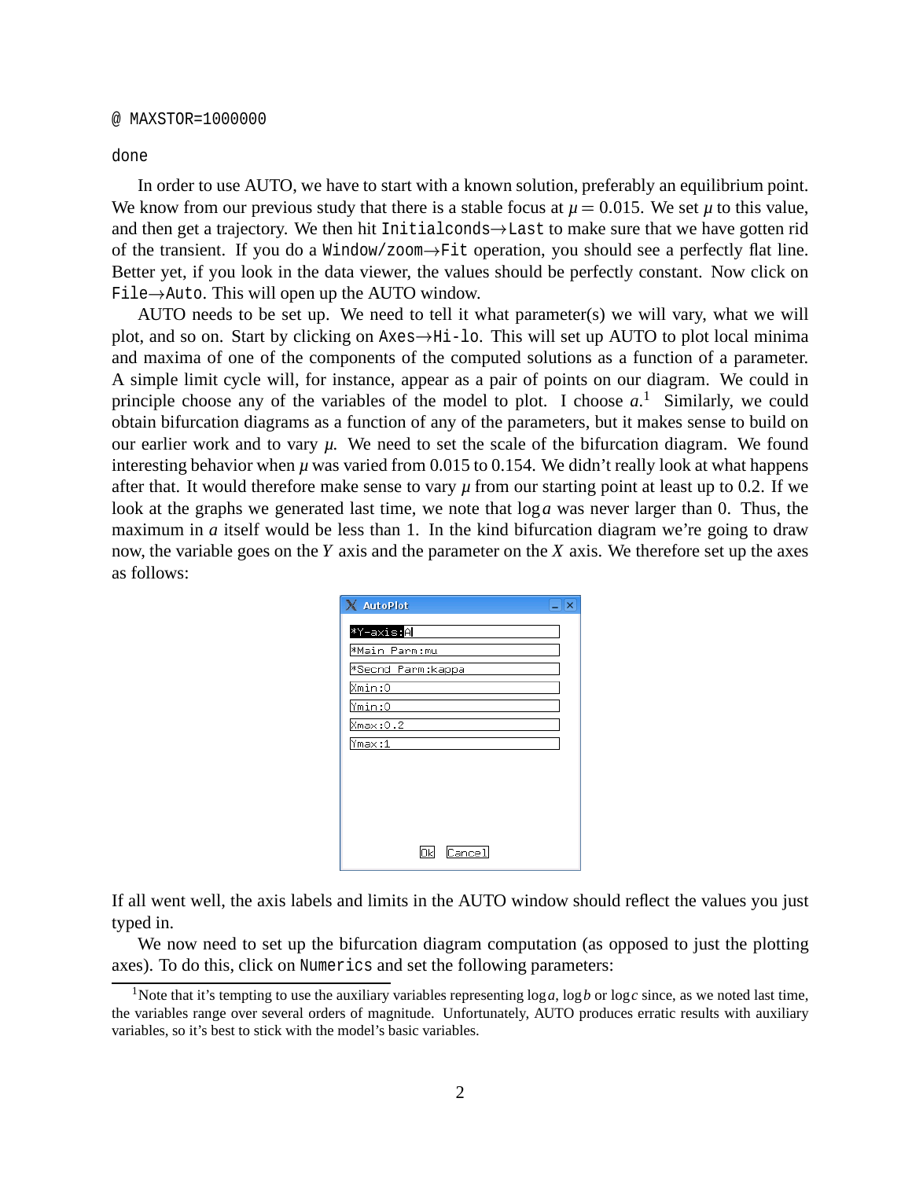```
@ MAXSTOR=1000000

done
```

In order to use AUTO, we have to start with a known solution, preferably an equilibrium point. We know from our previous study that there is a stable focus at $\mu = 0.015$. We set $\mu$ to this value, and then get a trajectory. We then hit `Initialconds`→`Last` to make sure that we have gotten rid of the transient. If you do a `Window/zoom`→`Fit` operation, you should see a perfectly flat line. Better yet, if you look in the data viewer, the values should be perfectly constant. Now click on `File`→`Auto`. This will open up the AUTO window.

AUTO needs to be set up. We need to tell it what parameter(s) we will vary, what we will plot, and so on. Start by clicking on `Axes`→`Hi-lo`. This will set up AUTO to plot local minima and maxima of one of the components of the computed solutions as a function of a parameter. A simple limit cycle will, for instance, appear as a pair of points on our diagram. We could in principle choose any of the variables of the model to plot. I choose $a$.[1] Similarly, we could obtain bifurcation diagrams as a function of any of the parameters, but it makes sense to build on our earlier work and to vary $\mu$. We need to set the scale of the bifurcation diagram. We found interesting behavior when $\mu$ was varied from 0.015 to 0.154. We didn't really look at what happens after that. It would therefore make sense to vary $\mu$ from our starting point at least up to 0.2. If we look at the graphs we generated last time, we note that $\log a$ was never larger than 0. Thus, the maximum in $a$ itself would be less than 1. In the kind bifurcation diagram we're going to draw now, the variable goes on the $Y$ axis and the parameter on the $X$ axis. We therefore set up the axes as follows:

```
AutoPlot
*Y-axis:A
*Main Parm:mu
*Secnd Parm:kappa
Xmin:0
Ymin:0
Xmax:0.2
Ymax:1
Ok  Cancel
```

If all went well, the axis labels and limits in the AUTO window should reflect the values you just typed in.

We now need to set up the bifurcation diagram computation (as opposed to just the plotting axes). To do this, click on `Numerics` and set the following parameters:

[1] Note that it's tempting to use the auxiliary variables representing $\log a$, $\log b$ or $\log c$ since, as we noted last time, the variables range over several orders of magnitude. Unfortunately, AUTO produces erratic results with auxiliary variables, so it's best to stick with the model's basic variables.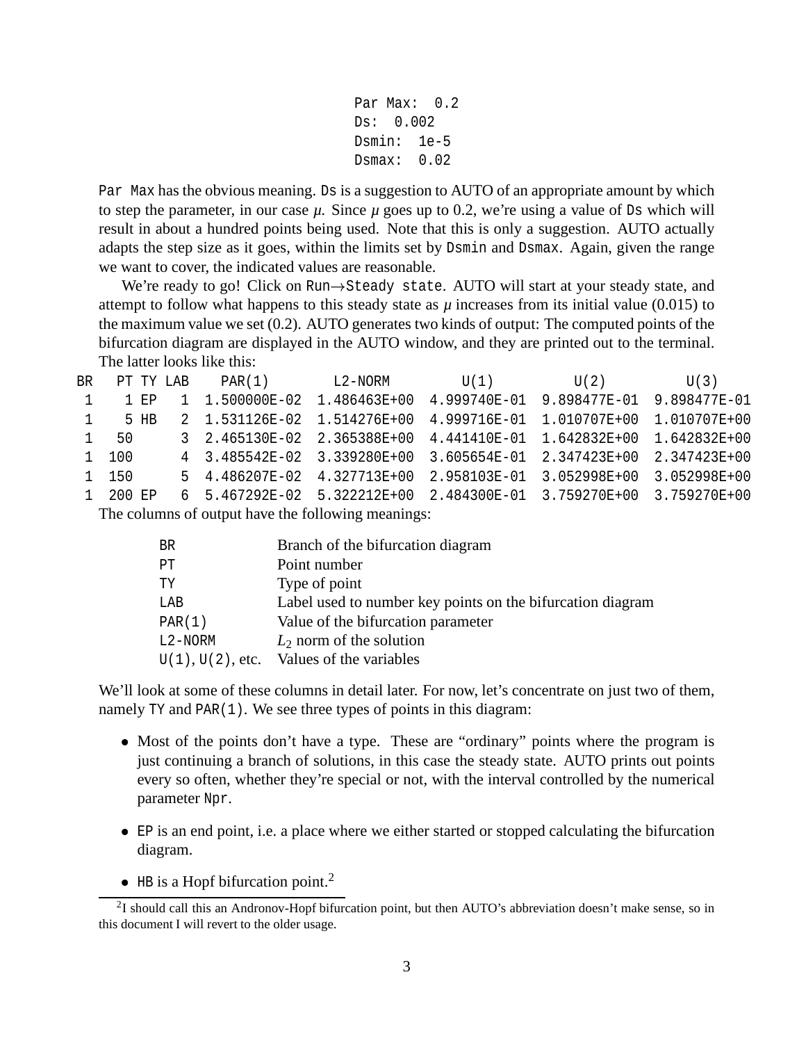```
Par Max:  0.2
Ds:  0.002
Dsmin:  1e-5
Dsmax:  0.02
```

`Par Max` has the obvious meaning. `Ds` is a suggestion to AUTO of an appropriate amount by which to step the parameter, in our case $\mu$. Since $\mu$ goes up to 0.2, we're using a value of `Ds` which will result in about a hundred points being used. Note that this is only a suggestion. AUTO actually adapts the step size as it goes, within the limits set by `Dsmin` and `Dsmax`. Again, given the range we want to cover, the indicated values are reasonable.

We're ready to go! Click on `Run`→`Steady state`. AUTO will start at your steady state, and attempt to follow what happens to this steady state as $\mu$ increases from its initial value (0.015) to the maximum value we set (0.2). AUTO generates two kinds of output: The computed points of the bifurcation diagram are displayed in the AUTO window, and they are printed out to the terminal. The latter looks like this:

```
BR   PT TY LAB    PAR(1)       L2-NORM         U(1)          U(2)          U(3)
 1    1 EP   1 1.500000E-02 1.486463E+00 4.999740E-01 9.898477E-01 9.898477E-01
 1    5 HB   2 1.531126E-02 1.514276E+00 4.999716E-01 1.010707E+00 1.010707E+00
 1   50      3 2.465130E-02 2.365388E+00 4.441410E-01 1.642832E+00 1.642832E+00
 1  100      4 3.485542E-02 3.339280E+00 3.605654E-01 2.347423E+00 2.347423E+00
 1  150      5 4.486207E-02 4.327713E+00 2.958103E-01 3.052998E+00 3.052998E+00
 1  200 EP   6 5.467292E-02 5.322212E+00 2.484300E-01 3.759270E+00 3.759270E+00
```

The columns of output have the following meanings:

| | |
|---|---|
| `BR` | Branch of the bifurcation diagram |
| `PT` | Point number |
| `TY` | Type of point |
| `LAB` | Label used to number key points on the bifurcation diagram |
| `PAR(1)` | Value of the bifurcation parameter |
| `L2-NORM` | $L_2$ norm of the solution |
| `U(1)`, `U(2)`, etc. | Values of the variables |

We'll look at some of these columns in detail later. For now, let's concentrate on just two of them, namely `TY` and `PAR(1)`. We see three types of points in this diagram:

- Most of the points don't have a type. These are "ordinary" points where the program is just continuing a branch of solutions, in this case the steady state. AUTO prints out points every so often, whether they're special or not, with the interval controlled by the numerical parameter `Npr`.
- `EP` is an end point, i.e. a place where we either started or stopped calculating the bifurcation diagram.
- `HB` is a Hopf bifurcation point.[2]

[2] I should call this an Andronov-Hopf bifurcation point, but then AUTO's abbreviation doesn't make sense, so in this document I will revert to the older usage.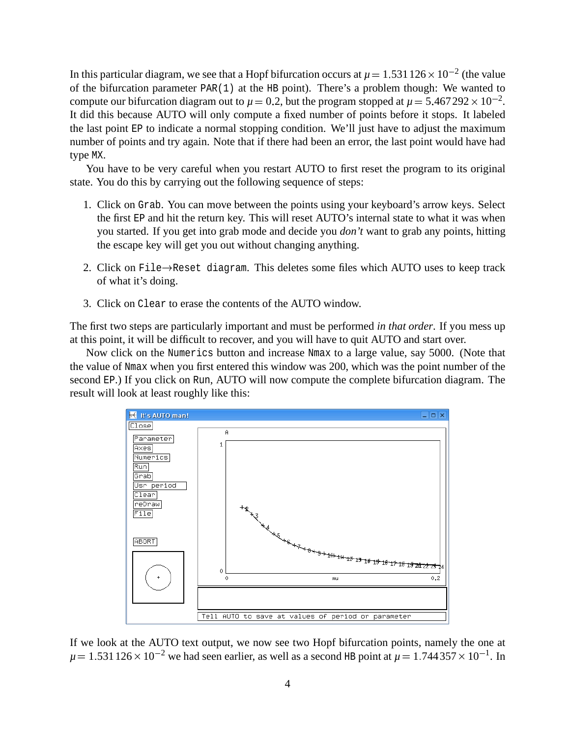In this particular diagram, we see that a Hopf bifurcation occurs at $\mu = 1.531\,126 \times 10^{-2}$ (the value of the bifurcation parameter `PAR(1)` at the `HB` point). There's a problem though: We wanted to compute our bifurcation diagram out to $\mu = 0.2$, but the program stopped at $\mu = 5.467\,292 \times 10^{-2}$. It did this because AUTO will only compute a fixed number of points before it stops. It labeled the last point `EP` to indicate a normal stopping condition. We'll just have to adjust the maximum number of points and try again. Note that if there had been an error, the last point would have had type `MX`.

You have to be very careful when you restart AUTO to first reset the program to its original state. You do this by carrying out the following sequence of steps:

1. Click on `Grab`. You can move between the points using your keyboard's arrow keys. Select the first `EP` and hit the return key. This will reset AUTO's internal state to what it was when you started. If you get into grab mode and decide you *don't* want to grab any points, hitting the escape key will get you out without changing anything.

2. Click on `File`→`Reset diagram`. This deletes some files which AUTO uses to keep track of what it's doing.

3. Click on `Clear` to erase the contents of the AUTO window.

The first two steps are particularly important and must be performed *in that order*. If you mess up at this point, it will be difficult to recover, and you will have to quit AUTO and start over.

Now click on the `Numerics` button and increase `Nmax` to a large value, say 5000. (Note that the value of `Nmax` when you first entered this window was 200, which was the point number of the second `EP`.) If you click on `Run`, AUTO will now compute the complete bifurcation diagram. The result will look at least roughly like this:

If we look at the AUTO text output, we now see two Hopf bifurcation points, namely the one at $\mu = 1.531\,126 \times 10^{-2}$ we had seen earlier, as well as a second `HB` point at $\mu = 1.744\,357 \times 10^{-1}$. In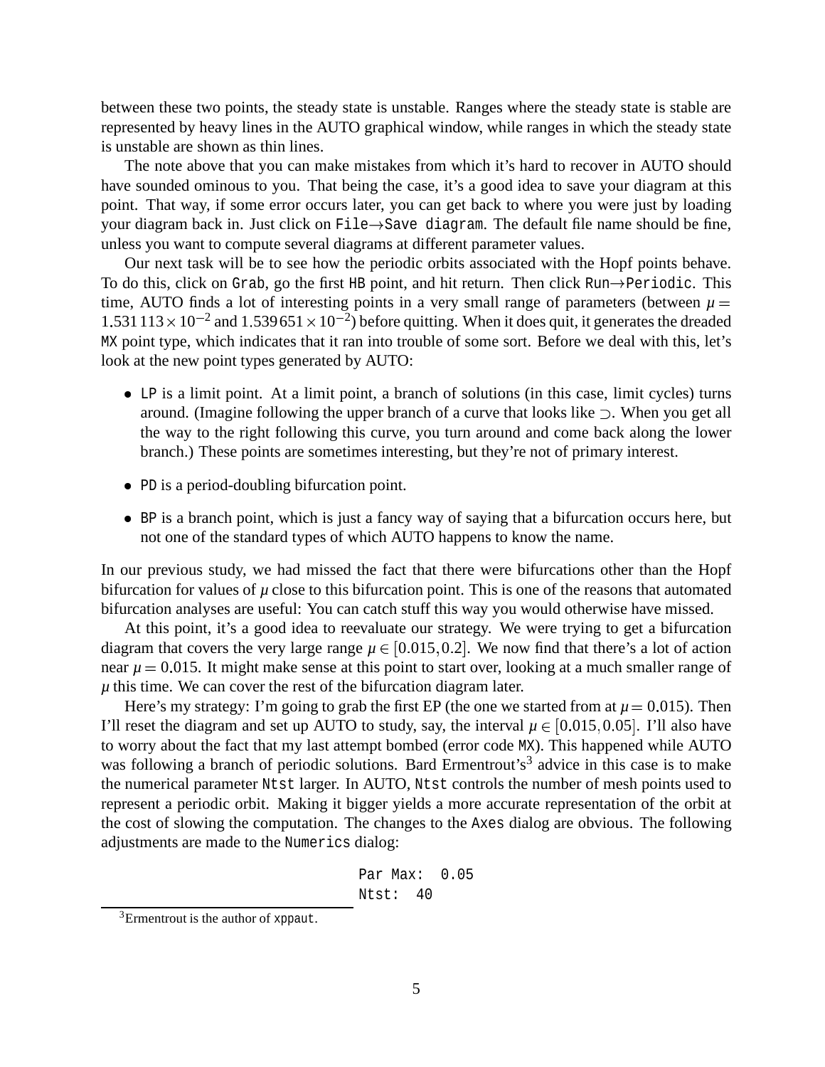between these two points, the steady state is unstable. Ranges where the steady state is stable are represented by heavy lines in the AUTO graphical window, while ranges in which the steady state is unstable are shown as thin lines.

The note above that you can make mistakes from which it's hard to recover in AUTO should have sounded ominous to you. That being the case, it's a good idea to save your diagram at this point. That way, if some error occurs later, you can get back to where you were just by loading your diagram back in. Just click on `File`→`Save diagram`. The default file name should be fine, unless you want to compute several diagrams at different parameter values.

Our next task will be to see how the periodic orbits associated with the Hopf points behave. To do this, click on `Grab`, go the first `HB` point, and hit return. Then click `Run`→`Periodic`. This time, AUTO finds a lot of interesting points in a very small range of parameters (between $\mu = 1.531113 \times 10^{-2}$ and $1.539651 \times 10^{-2}$) before quitting. When it does quit, it generates the dreaded `MX` point type, which indicates that it ran into trouble of some sort. Before we deal with this, let's look at the new point types generated by AUTO:

- `LP` is a limit point. At a limit point, a branch of solutions (in this case, limit cycles) turns around. (Imagine following the upper branch of a curve that looks like ⊃. When you get all the way to the right following this curve, you turn around and come back along the lower branch.) These points are sometimes interesting, but they're not of primary interest.

- `PD` is a period-doubling bifurcation point.

- `BP` is a branch point, which is just a fancy way of saying that a bifurcation occurs here, but not one of the standard types of which AUTO happens to know the name.

In our previous study, we had missed the fact that there were bifurcations other than the Hopf bifurcation for values of $\mu$ close to this bifurcation point. This is one of the reasons that automated bifurcation analyses are useful: You can catch stuff this way you would otherwise have missed.

At this point, it's a good idea to reevaluate our strategy. We were trying to get a bifurcation diagram that covers the very large range $\mu \in [0.015, 0.2]$. We now find that there's a lot of action near $\mu = 0.015$. It might make sense at this point to start over, looking at a much smaller range of $\mu$ this time. We can cover the rest of the bifurcation diagram later.

Here's my strategy: I'm going to grab the first EP (the one we started from at $\mu = 0.015$). Then I'll reset the diagram and set up AUTO to study, say, the interval $\mu \in [0.015, 0.05]$. I'll also have to worry about the fact that my last attempt bombed (error code `MX`). This happened while AUTO was following a branch of periodic solutions. Bard Ermentrout's[3] advice in this case is to make the numerical parameter `Ntst` larger. In AUTO, `Ntst` controls the number of mesh points used to represent a periodic orbit. Making it bigger yields a more accurate representation of the orbit at the cost of slowing the computation. The changes to the `Axes` dialog are obvious. The following adjustments are made to the `Numerics` dialog:

```
Par Max:  0.05
Ntst:  40
```

[3] Ermentrout is the author of `xppaut`.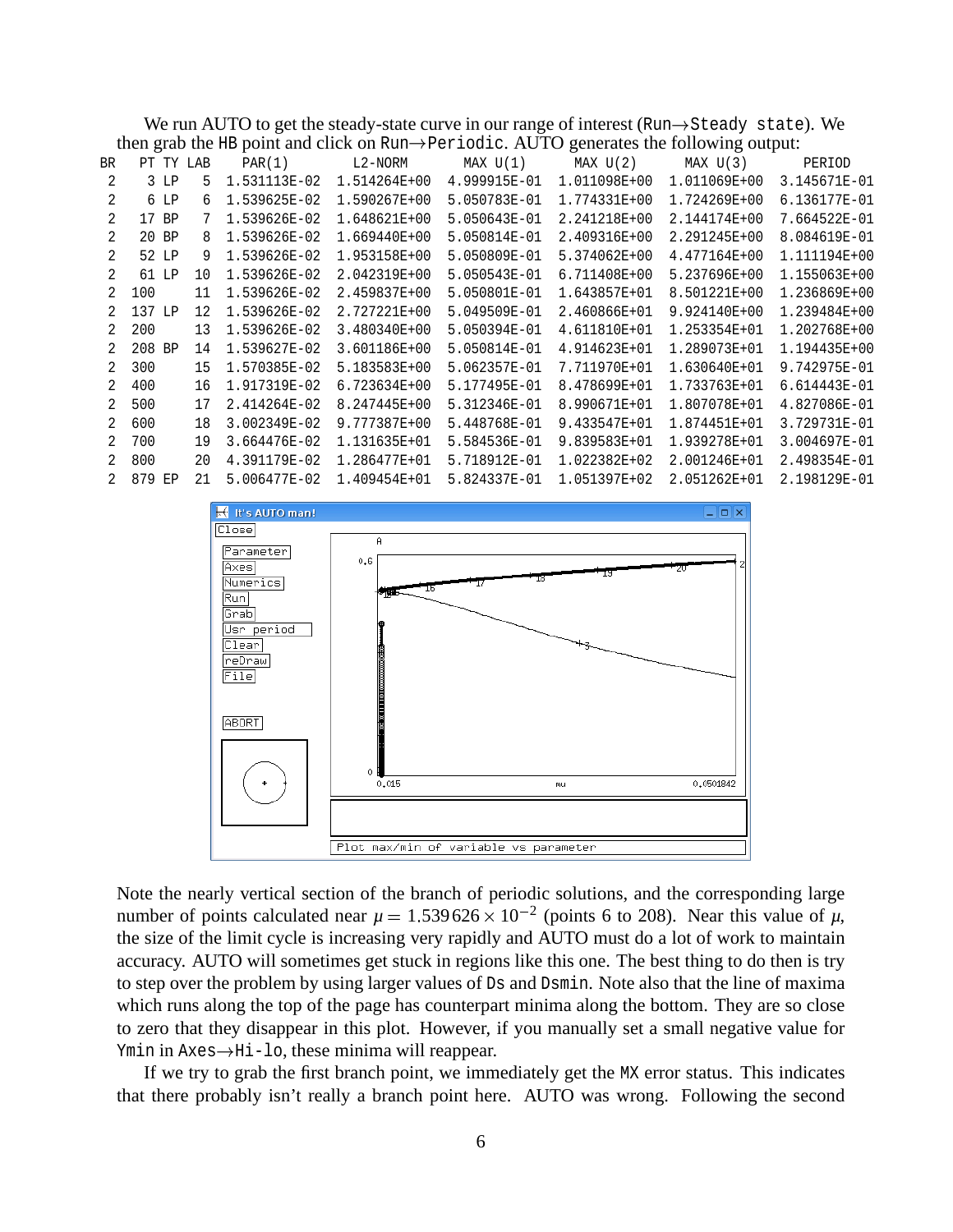We run AUTO to get the steady-state curve in our range of interest (`Run`→`Steady state`). We then grab the `HB` point and click on `Run`→`Periodic`. AUTO generates the following output:

```
BR    PT TY LAB    PAR(1)        L2-NORM       MAX U(1)      MAX U(2)      MAX U(3)      PERIOD
 2     3 LP   5  1.531113E-02  1.514264E+00  4.999915E-01  1.011098E+00  1.011069E+00  3.145671E-01
 2     6 LP   6  1.539625E-02  1.590267E+00  5.050783E-01  1.774331E+00  1.724269E+00  6.136177E-01
 2    17 BP   7  1.539626E-02  1.648621E+00  5.050643E-01  2.241218E+00  2.144174E+00  7.664522E-01
 2    20 BP   8  1.539626E-02  1.669440E+00  5.050814E-01  2.409316E+00  2.291245E+00  8.084619E-01
 2    52 LP   9  1.539626E-02  1.953158E+00  5.050809E-01  5.374062E+00  4.477164E+00  1.111194E+00
 2    61 LP  10  1.539626E-02  2.042319E+00  5.050543E-01  6.711408E+00  5.237696E+00  1.155063E+00
 2   100     11  1.539626E-02  2.459837E+00  5.050801E-01  1.643857E+01  8.501221E+00  1.236869E+00
 2   137 LP  12  1.539626E-02  2.727221E+00  5.049509E-01  2.460866E+01  9.924140E+00  1.239484E+00
 2   200     13  1.539626E-02  3.480340E+00  5.050394E-01  4.611810E+01  1.253354E+01  1.202768E+00
 2   208 BP  14  1.539627E-02  3.601186E+00  5.050814E-01  4.914623E+01  1.289073E+01  1.194435E+00
 2   300     15  1.570385E-02  5.183583E+00  5.062357E-01  7.711970E+01  1.630640E+01  9.742975E-01
 2   400     16  1.917319E-02  6.723634E+00  5.177495E-01  8.478699E+01  1.733763E+01  6.614443E-01
 2   500     17  2.414264E-02  8.247445E+00  5.312346E-01  8.990671E+01  1.807078E+01  4.827086E-01
 2   600     18  3.002349E-02  9.777387E+00  5.448768E-01  9.433547E+01  1.874451E+01  3.729731E-01
 2   700     19  3.664476E-02  1.131635E+01  5.584536E-01  9.839583E+01  1.939278E+01  3.004697E-01
 2   800     20  4.391179E-02  1.286477E+01  5.718912E-01  1.022382E+02  2.001246E+01  2.498354E-01
 2   879 EP  21  5.006477E-02  1.409454E+01  5.824337E-01  1.051397E+02  2.051262E+01  2.198129E-01
```

Note the nearly vertical section of the branch of periodic solutions, and the corresponding large number of points calculated near $\mu = 1.539\,626 \times 10^{-2}$ (points 6 to 208). Near this value of $\mu$, the size of the limit cycle is increasing very rapidly and AUTO must do a lot of work to maintain accuracy. AUTO will sometimes get stuck in regions like this one. The best thing to do then is try to step over the problem by using larger values of `Ds` and `Dsmin`. Note also that the line of maxima which runs along the top of the page has counterpart minima along the bottom. They are so close to zero that they disappear in this plot. However, if you manually set a small negative value for `Ymin` in `Axes`→`Hi-lo`, these minima will reappear.

If we try to grab the first branch point, we immediately get the `MX` error status. This indicates that there probably isn't really a branch point here. AUTO was wrong. Following the second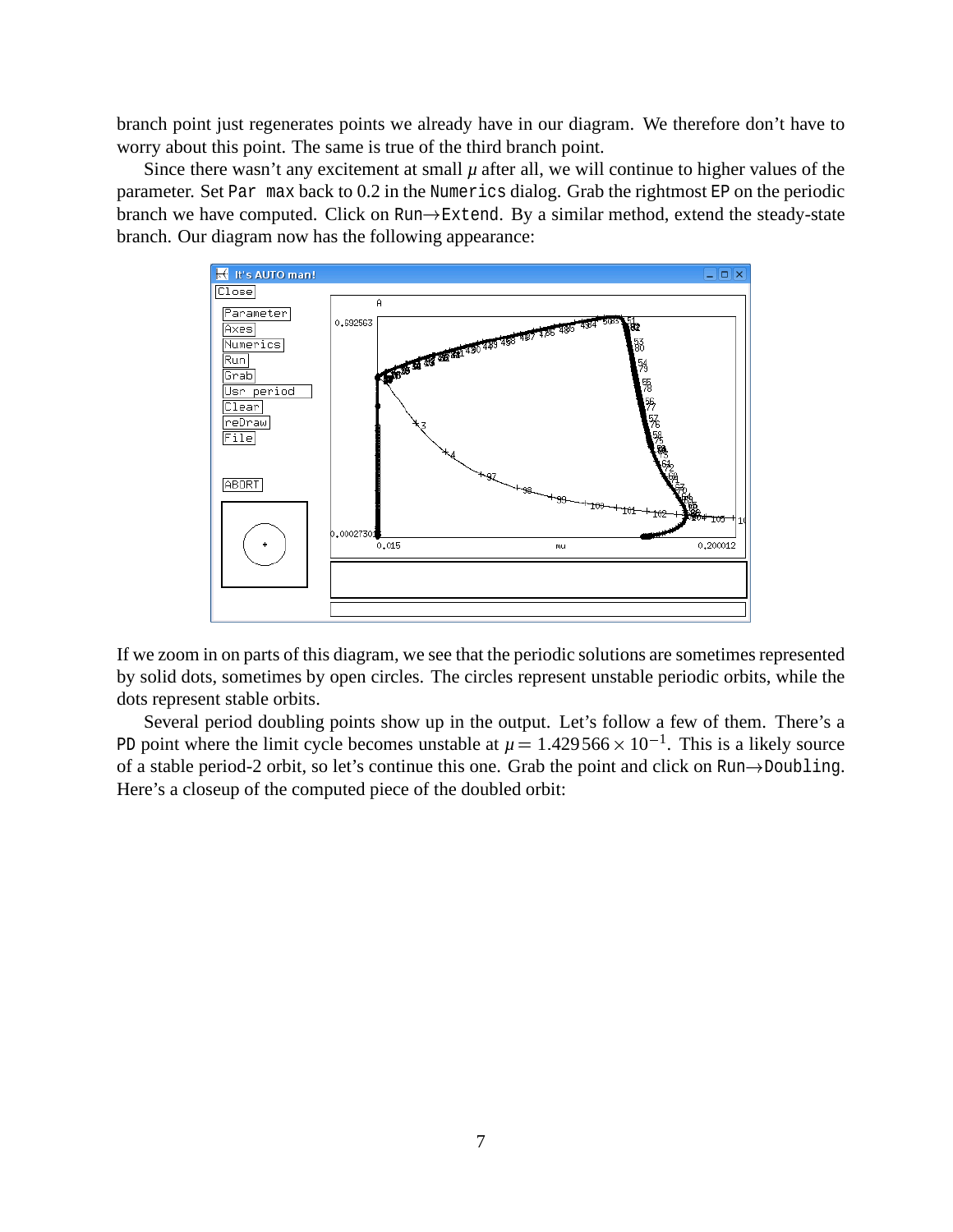branch point just regenerates points we already have in our diagram. We therefore don't have to worry about this point. The same is true of the third branch point.

Since there wasn't any excitement at small $\mu$ after all, we will continue to higher values of the parameter. Set `Par max` back to 0.2 in the `Numerics` dialog. Grab the rightmost `EP` on the periodic branch we have computed. Click on `Run`→`Extend`. By a similar method, extend the steady-state branch. Our diagram now has the following appearance:

If we zoom in on parts of this diagram, we see that the periodic solutions are sometimes represented by solid dots, sometimes by open circles. The circles represent unstable periodic orbits, while the dots represent stable orbits.

Several period doubling points show up in the output. Let's follow a few of them. There's a `PD` point where the limit cycle becomes unstable at $\mu = 1.429566 \times 10^{-1}$. This is a likely source of a stable period-2 orbit, so let's continue this one. Grab the point and click on `Run`→`Doubling`. Here's a closeup of the computed piece of the doubled orbit: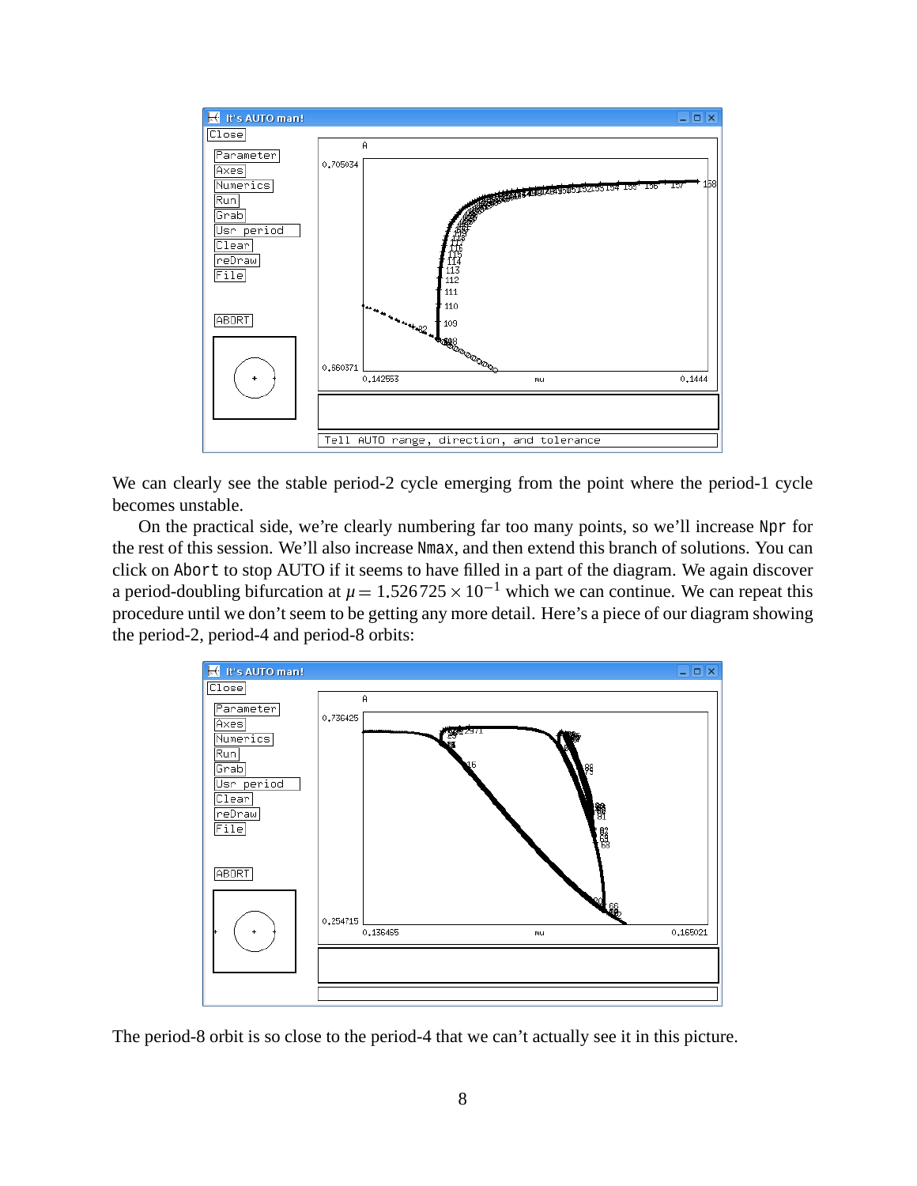We can clearly see the stable period-2 cycle emerging from the point where the period-1 cycle becomes unstable.

On the practical side, we're clearly numbering far too many points, so we'll increase Npr for the rest of this session. We'll also increase Nmax, and then extend this branch of solutions. You can click on Abort to stop AUTO if it seems to have filled in a part of the diagram. We again discover a period-doubling bifurcation at $\mu = 1.526725 \times 10^{-1}$ which we can continue. We can repeat this procedure until we don't seem to be getting any more detail. Here's a piece of our diagram showing the period-2, period-4 and period-8 orbits:

The period-8 orbit is so close to the period-4 that we can't actually see it in this picture.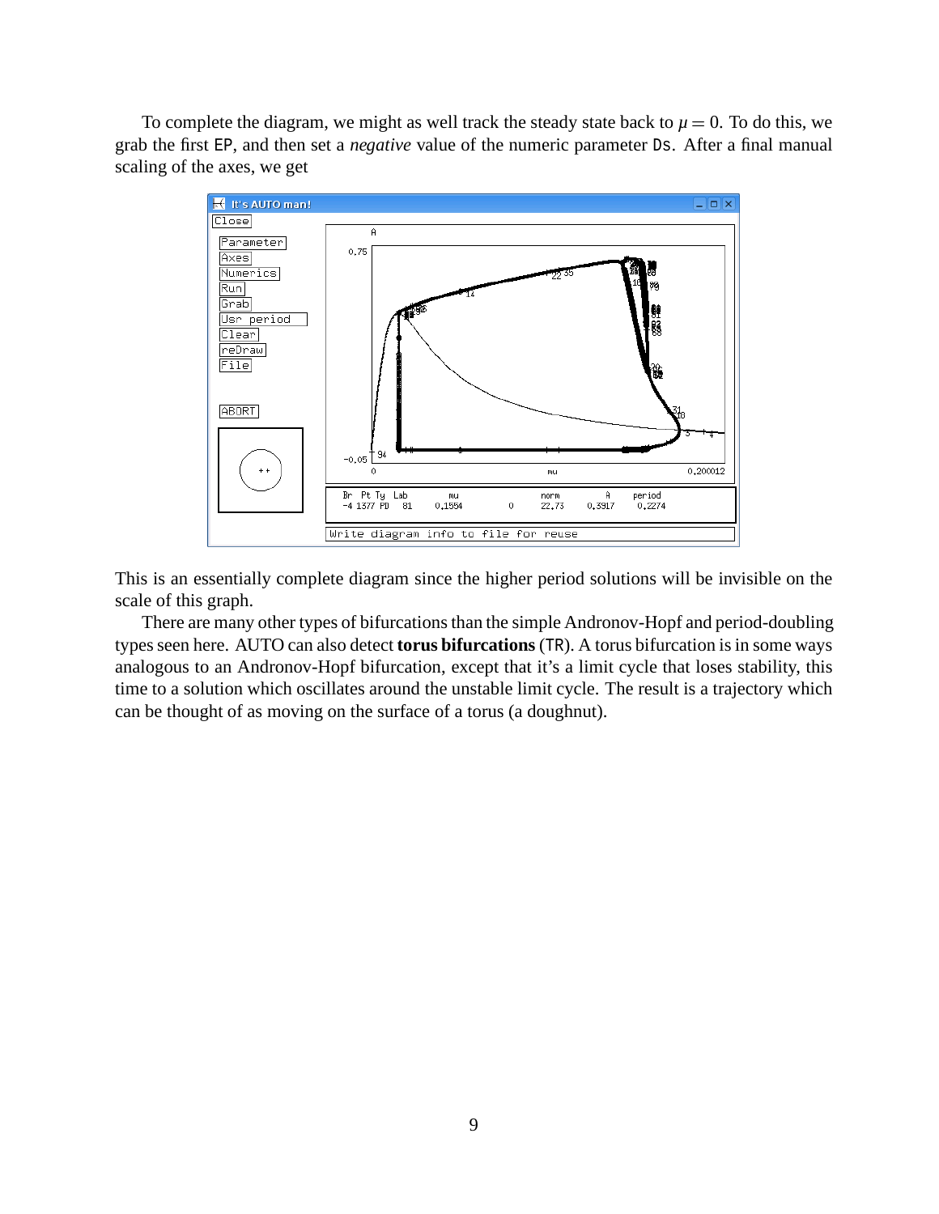To complete the diagram, we might as well track the steady state back to $\mu = 0$. To do this, we grab the first EP, and then set a *negative* value of the numeric parameter Ds. After a final manual scaling of the axes, we get

It's AUTO man!

Close

Parameter
Axes
Numerics
Run
Grab
Usr period
Clear
reDraw
File

ABORT

A
0.75
-0.05
0
mu
0.200012

14
22 35
94
3
4

Br Pt Ty Lab mu norm A period
-4 1377 PD 81 0.1554 0 22.73 0.3917 0.2274

Write diagram info to file for reuse

This is an essentially complete diagram since the higher period solutions will be invisible on the scale of this graph.

There are many other types of bifurcations than the simple Andronov-Hopf and period-doubling types seen here. AUTO can also detect **torus bifurcations** (TR). A torus bifurcation is in some ways analogous to an Andronov-Hopf bifurcation, except that it's a limit cycle that loses stability, this time to a solution which oscillates around the unstable limit cycle. The result is a trajectory which can be thought of as moving on the surface of a torus (a doughnut).